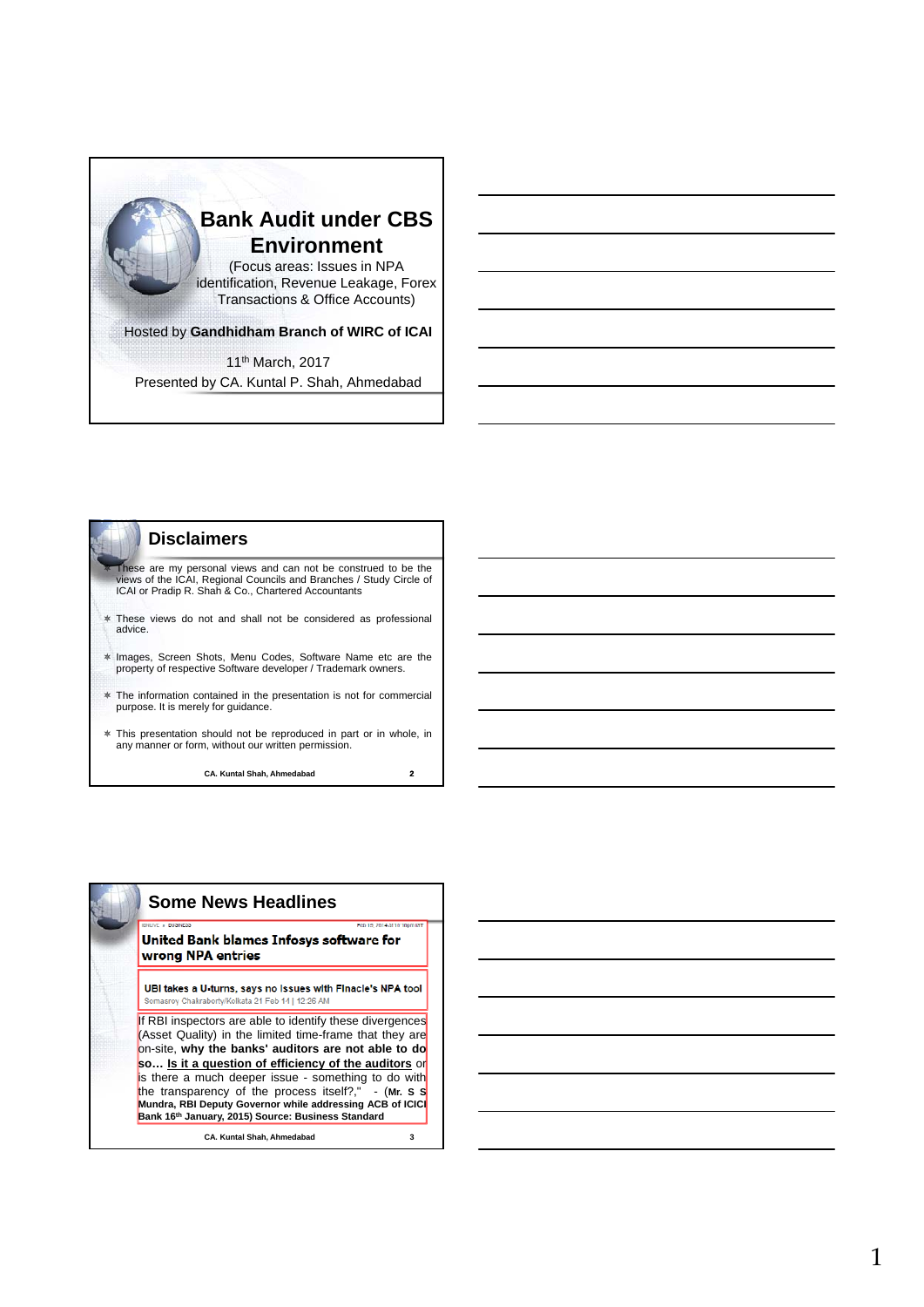# Bank Audit under CBS Environment

(Focus areas: Issues in NPA identification, Revenue Leakage, Forex Transactions & Office Accounts)

Hosted by **Gandhidham Branch of WIRC of ICAI**

11th March, 2017

Presented by CA. Kuntal P. Shah, Ahmedabad

## Disclaimers

- These are my personal views and can not be construed to be the views of the ICAI, Regional Councils and Branches / Study Circle of ICAI or Pradip R. Shah & Co., Chartered Accountants
- These views do not and shall not be considered as professional advice.
- Images, Screen Shots, Menu Codes, Software Name etc are the property of respective Software developer / Trademark owners.
- The information contained in the presentation is not for commercial purpose. It is merely for guidance.
- This presentation should not be reproduced in part or in whole, in any manner or form, without our written permission.

CA. Kuntal Shah, Ahmedabad

## Some News Headlines

**United Bank blames Infosys software for wrong NPA entries**

**UBI takes a U-turns, says no issues with Finacle's NPA tool**

Somasroy Chakraborty/Kolkata 21 Feb 14 | 12:26 AM

If RBI inspectors are able to identify these divergences (Asset Quality) in the limited time-frame that they are on-site, **why the banks' auditors are not able to do so… Is it a question of efficiency of the auditors** or is there a much deeper issue - something to do with the transparency of the process itself?," - (**Mr. S S Mundra, RBI Deputy Governor while addressing ACB of ICICI Bank 16th January, 2015) Source: Business Standard**

CA. Kuntal Shah, Ahmedabad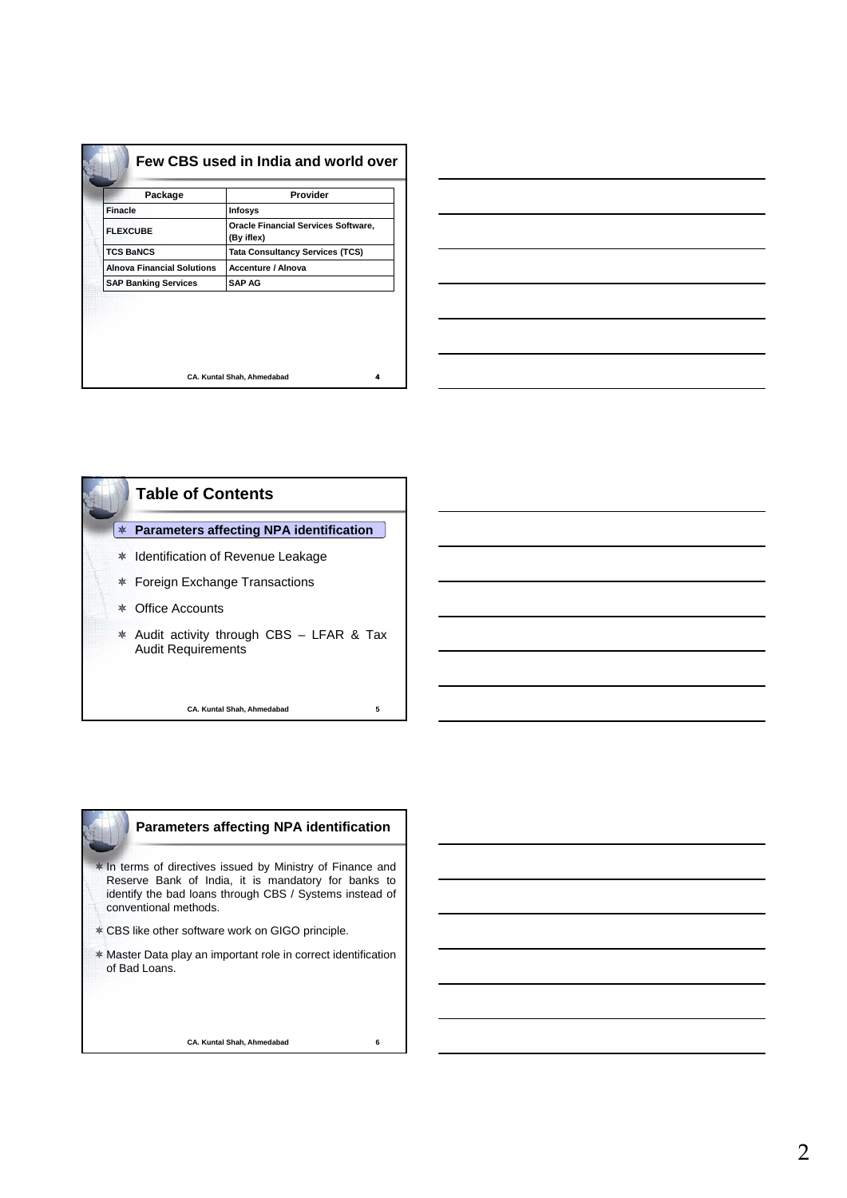## Few CBS used in India and world over

| Package | Provider |
| --- | --- |
| Finacle | Infosys |
| FLEXCUBE | Oracle Financial Services Software, (By iflex) |
| TCS BaNCS | Tata Consultancy Services (TCS) |
| Alnova Financial Solutions | Accenture / Alnova |
| SAP Banking Services | SAP AG |

CA. Kuntal Shah, Ahmedabad

## Table of Contents

- **Parameters affecting NPA identification**
- Identification of Revenue Leakage
- Foreign Exchange Transactions
- Office Accounts
- Audit activity through CBS – LFAR & Tax Audit Requirements

CA. Kuntal Shah, Ahmedabad

## Parameters affecting NPA identification

- In terms of directives issued by Ministry of Finance and Reserve Bank of India, it is mandatory for banks to identify the bad loans through CBS / Systems instead of conventional methods.
- CBS like other software work on GIGO principle.
- Master Data play an important role in correct identification of Bad Loans.

CA. Kuntal Shah, Ahmedabad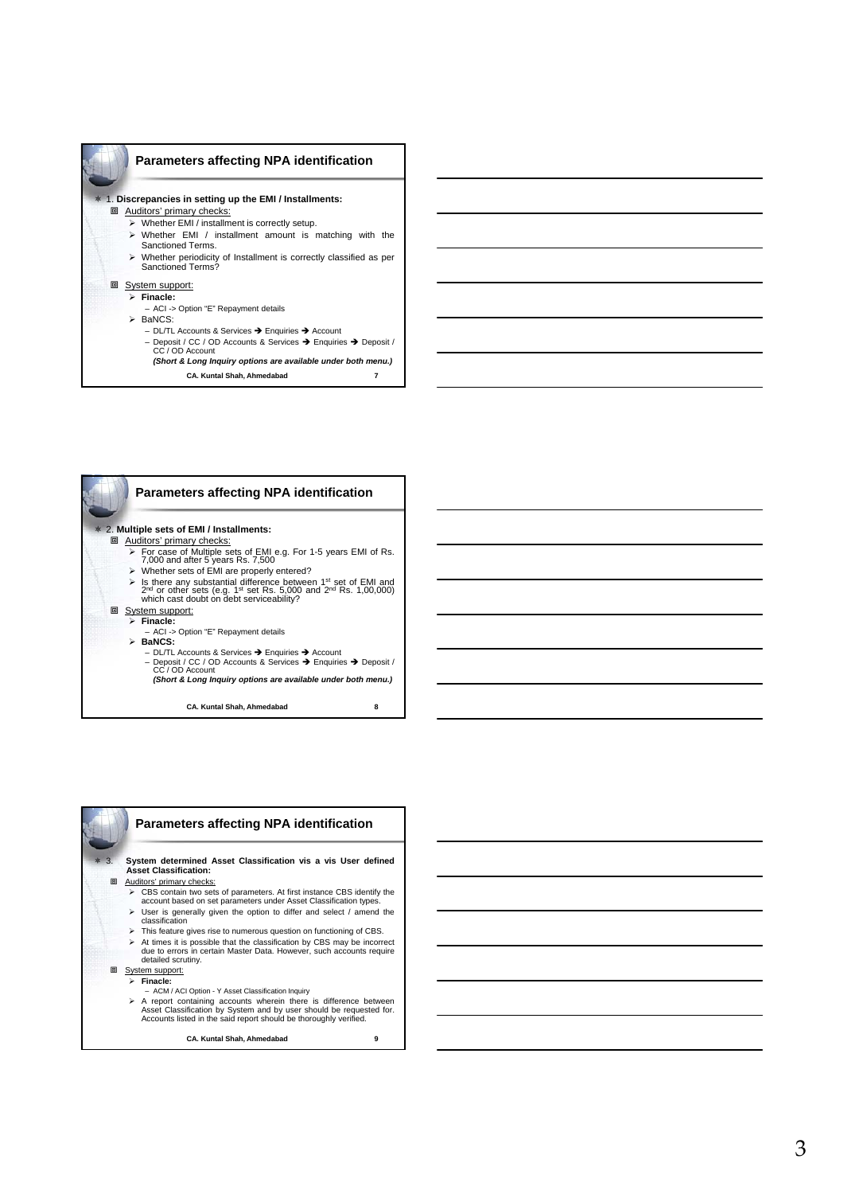## Parameters affecting NPA identification

1. **Discrepancies in setting up the EMI / Installments:**
   - Auditors' primary checks:
     - Whether EMI / installment is correctly setup.
     - Whether EMI / installment amount is matching with the Sanctioned Terms.
     - Whether periodicity of Installment is correctly classified as per Sanctioned Terms?
   - System support:
     - **Finacle:**
       - ACI -> Option "E" Repayment details
     - BaNCS:
       - DL/TL Accounts & Services ➔ Enquiries ➔ Account
       - Deposit / CC / OD Accounts & Services ➔ Enquiries ➔ Deposit / CC / OD Account

       ***(Short & Long Inquiry options are available under both menu.)***

**CA. Kuntal Shah, Ahmedabad**

## Parameters affecting NPA identification

2. **Multiple sets of EMI / Installments:**
   - Auditors' primary checks:
     - For case of Multiple sets of EMI e.g. For 1-5 years EMI of Rs. 7,000 and after 5 years Rs. 7,500
     - Whether sets of EMI are properly entered?
     - Is there any substantial difference between 1st set of EMI and 2nd or other sets (e.g. 1st set Rs. 5,000 and 2nd Rs. 1,00,000) which cast doubt on debt serviceability?
   - System support:
     - **Finacle:**
       - ACI -> Option "E" Repayment details
     - **BaNCS:**
       - DL/TL Accounts & Services ➔ Enquiries ➔ Account
       - Deposit / CC / OD Accounts & Services ➔ Enquiries ➔ Deposit / CC / OD Account

       ***(Short & Long Inquiry options are available under both menu.)***

**CA. Kuntal Shah, Ahmedabad**

## Parameters affecting NPA identification

3. **System determined Asset Classification vis a vis User defined Asset Classification:**
   - Auditors' primary checks:
     - CBS contain two sets of parameters. At first instance CBS identify the account based on set parameters under Asset Classification types.
     - User is generally given the option to differ and select / amend the classification
     - This feature gives rise to numerous question on functioning of CBS.
     - At times it is possible that the classification by CBS may be incorrect due to errors in certain Master Data. However, such accounts require detailed scrutiny.
   - System support:
     - **Finacle:**
       - ACM / ACI Option - Y Asset Classification Inquiry
     - A report containing accounts wherein there is difference between Asset Classification by System and by user should be requested for. Accounts listed in the said report should be thoroughly verified.

**CA. Kuntal Shah, Ahmedabad**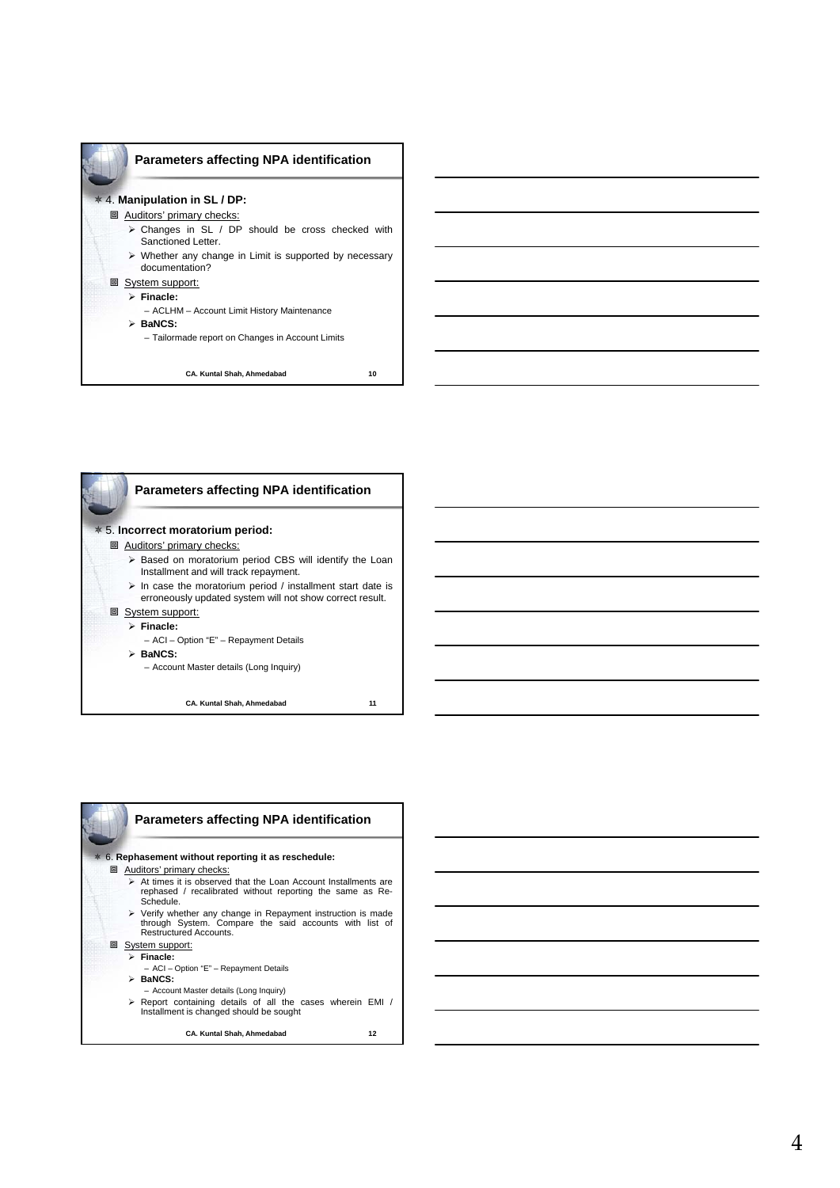## Parameters affecting NPA identification

- 4. **Manipulation in SL / DP:**
  - Auditors' primary checks:
    - Changes in SL / DP should be cross checked with Sanctioned Letter.
    - Whether any change in Limit is supported by necessary documentation?
  - System support:
    - **Finacle:**
      - ACLHM – Account Limit History Maintenance
    - **BaNCS:**
      - Tailormade report on Changes in Account Limits

CA. Kuntal Shah, Ahmedabad

## Parameters affecting NPA identification

- 5. **Incorrect moratorium period:**
  - Auditors' primary checks:
    - Based on moratorium period CBS will identify the Loan Installment and will track repayment.
    - In case the moratorium period / installment start date is erroneously updated system will not show correct result.
  - System support:
    - **Finacle:**
      - ACI – Option "E" – Repayment Details
    - **BaNCS:**
      - Account Master details (Long Inquiry)

CA. Kuntal Shah, Ahmedabad

## Parameters affecting NPA identification

- 6. **Rephasement without reporting it as reschedule:**
  - Auditors' primary checks:
    - At times it is observed that the Loan Account Installments are rephased / recalibrated without reporting the same as Re-Schedule.
    - Verify whether any change in Repayment instruction is made through System. Compare the said accounts with list of Restructured Accounts.
  - System support:
    - **Finacle:**
      - ACI – Option "E" – Repayment Details
    - **BaNCS:**
      - Account Master details (Long Inquiry)
    - Report containing details of all the cases wherein EMI / Installment is changed should be sought

CA. Kuntal Shah, Ahmedabad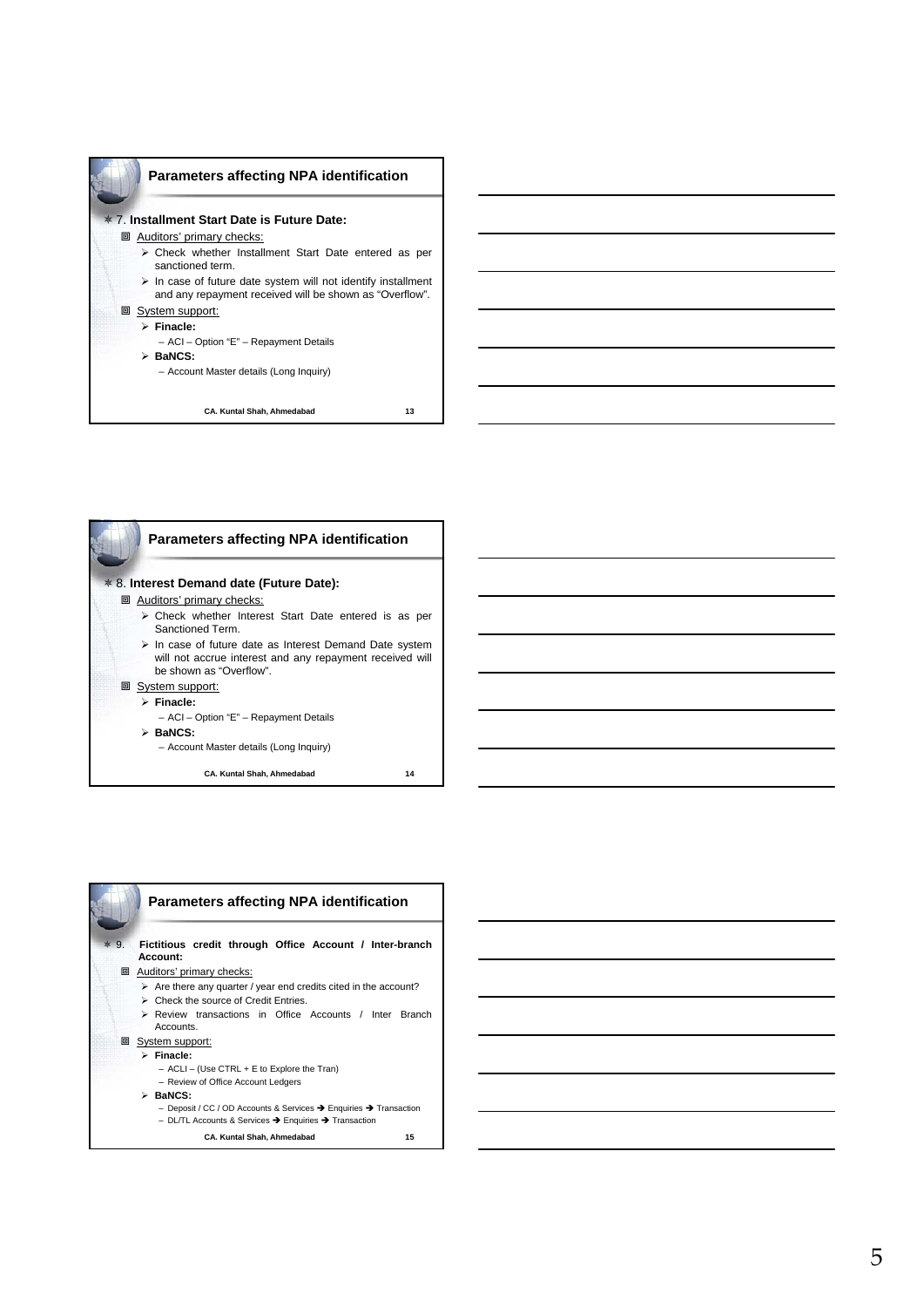## Parameters affecting NPA identification

7. **Installment Start Date is Future Date:**

- Auditors' primary checks:
  - Check whether Installment Start Date entered as per sanctioned term.
  - In case of future date system will not identify installment and any repayment received will be shown as "Overflow".
- System support:
  - **Finacle:**
    - ACI – Option "E" – Repayment Details
  - **BaNCS:**
    - Account Master details (Long Inquiry)

CA. Kuntal Shah, Ahmedabad

## Parameters affecting NPA identification

8. **Interest Demand date (Future Date):**

- Auditors' primary checks:
  - Check whether Interest Start Date entered is as per Sanctioned Term.
  - In case of future date as Interest Demand Date system will not accrue interest and any repayment received will be shown as "Overflow".
- System support:
  - **Finacle:**
    - ACI – Option "E" – Repayment Details
  - **BaNCS:**
    - Account Master details (Long Inquiry)

CA. Kuntal Shah, Ahmedabad

## Parameters affecting NPA identification

9. **Fictitious credit through Office Account / Inter-branch Account:**

- Auditors' primary checks:
  - Are there any quarter / year end credits cited in the account?
  - Check the source of Credit Entries.
  - Review transactions in Office Accounts / Inter Branch Accounts.
- System support:
  - **Finacle:**
    - ACLI – (Use CTRL + E to Explore the Tran)
    - Review of Office Account Ledgers
  - **BaNCS:**
    - Deposit / CC / OD Accounts & Services → Enquiries → Transaction
    - DL/TL Accounts & Services → Enquiries → Transaction

CA. Kuntal Shah, Ahmedabad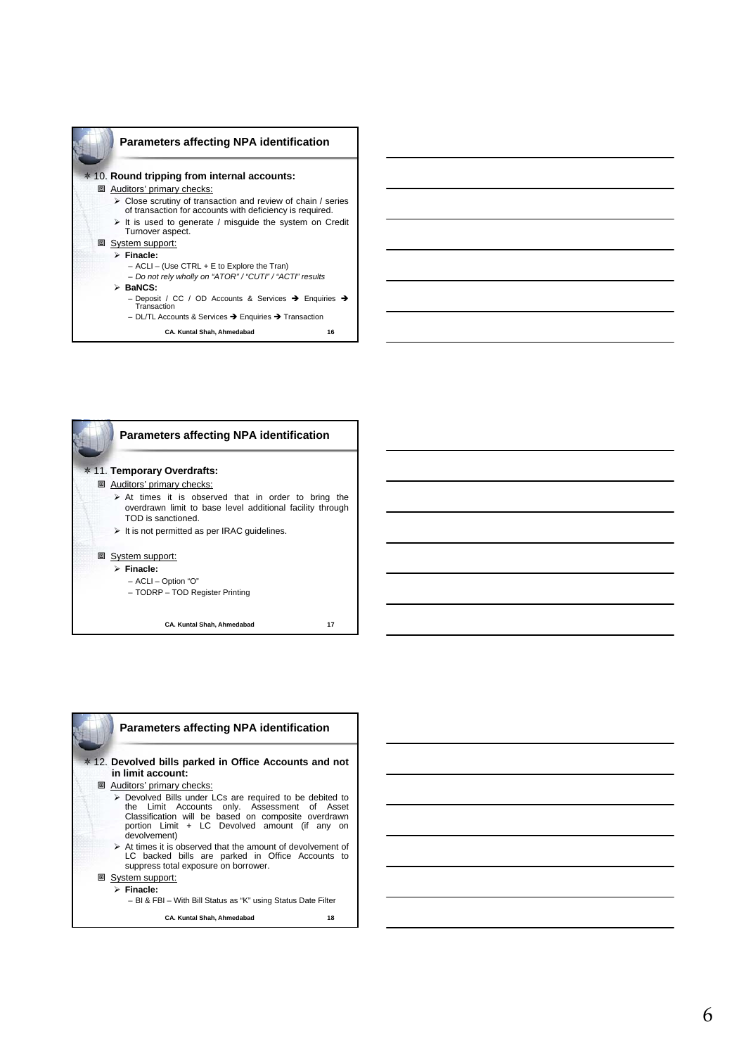## Parameters affecting NPA identification

- 10. **Round tripping from internal accounts:**
  - Auditors' primary checks:
    - Close scrutiny of transaction and review of chain / series of transaction for accounts with deficiency is required.
    - It is used to generate / misguide the system on Credit Turnover aspect.
  - System support:
    - **Finacle:**
      - ACLI – (Use CTRL + E to Explore the Tran)
      - *Do not rely wholly on "ATOR" / "CUTI" / "ACTI" results*
    - **BaNCS:**
      - Deposit / CC / OD Accounts & Services ➔ Enquiries ➔ Transaction
      - DL/TL Accounts & Services ➔ Enquiries ➔ Transaction

CA. Kuntal Shah, Ahmedabad 16

## Parameters affecting NPA identification

- 11. **Temporary Overdrafts:**
  - Auditors' primary checks:
    - At times it is observed that in order to bring the overdrawn limit to base level additional facility through TOD is sanctioned.
    - It is not permitted as per IRAC guidelines.
  - System support:
    - **Finacle:**
      - ACLI – Option "O"
      - TODRP – TOD Register Printing

CA. Kuntal Shah, Ahmedabad 17

## Parameters affecting NPA identification

- 12. **Devolved bills parked in Office Accounts and not in limit account:**
  - Auditors' primary checks:
    - Devolved Bills under LCs are required to be debited to the Limit Accounts only. Assessment of Asset Classification will be based on composite overdrawn portion Limit + LC Devolved amount (if any on devolvement)
    - At times it is observed that the amount of devolvement of LC backed bills are parked in Office Accounts to suppress total exposure on borrower.
  - System support:
    - **Finacle:**
      - BI & FBI – With Bill Status as "K" using Status Date Filter

CA. Kuntal Shah, Ahmedabad 18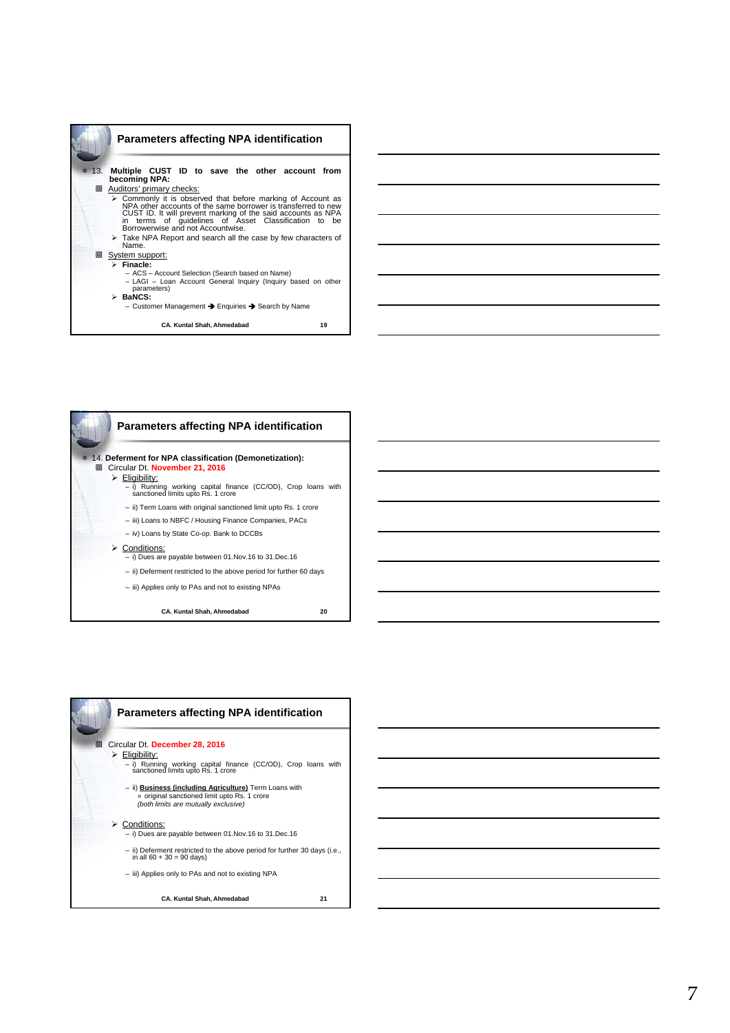## Parameters affecting NPA identification

13. **Multiple CUST ID to save the other account from becoming NPA:**
- Auditors' primary checks:
  - Commonly it is observed that before marking of Account as NPA other accounts of the same borrower is transferred to new CUST ID. It will prevent marking of the said accounts as NPA in terms of guidelines of Asset Classification to be Borrowerwise and not Accountwise.
  - Take NPA Report and search all the case by few characters of Name.
- System support:
  - **Finacle:**
    - ACS – Account Selection (Search based on Name)
    - LAGI – Loan Account General Inquiry (Inquiry based on other parameters)
  - **BaNCS:**
    - Customer Management ➔ Enquiries ➔ Search by Name

CA. Kuntal Shah, Ahmedabad

## Parameters affecting NPA identification

14. **Deferment for NPA classification (Demonetization):**
- Circular Dt. **November 21, 2016**
  - Eligibility:
    - i) Running working capital finance (CC/OD), Crop loans with sanctioned limits upto Rs. 1 crore
    - ii) Term Loans with original sanctioned limit upto Rs. 1 crore
    - iii) Loans to NBFC / Housing Finance Companies, PACs
    - iv) Loans by State Co-op. Bank to DCCBs
  - Conditions:
    - i) Dues are payable between 01.Nov.16 to 31.Dec.16
    - ii) Deferment restricted to the above period for further 60 days
    - iii) Applies only to PAs and not to existing NPAs

CA. Kuntal Shah, Ahmedabad

## Parameters affecting NPA identification

- Circular Dt. **December 28, 2016**
  - Eligibility:
    - i) Running working capital finance (CC/OD), Crop loans with sanctioned limits upto Rs. 1 crore
    - ii) **Business (including Agriculture)** Term Loans with
      - » original sanctioned limit upto Rs. 1 crore

      *(both limits are mutually exclusive)*
  - Conditions:
    - i) Dues are payable between 01.Nov.16 to 31.Dec.16
    - ii) Deferment restricted to the above period for further 30 days (i.e., in all 60 + 30 = 90 days)
    - iii) Applies only to PAs and not to existing NPA

CA. Kuntal Shah, Ahmedabad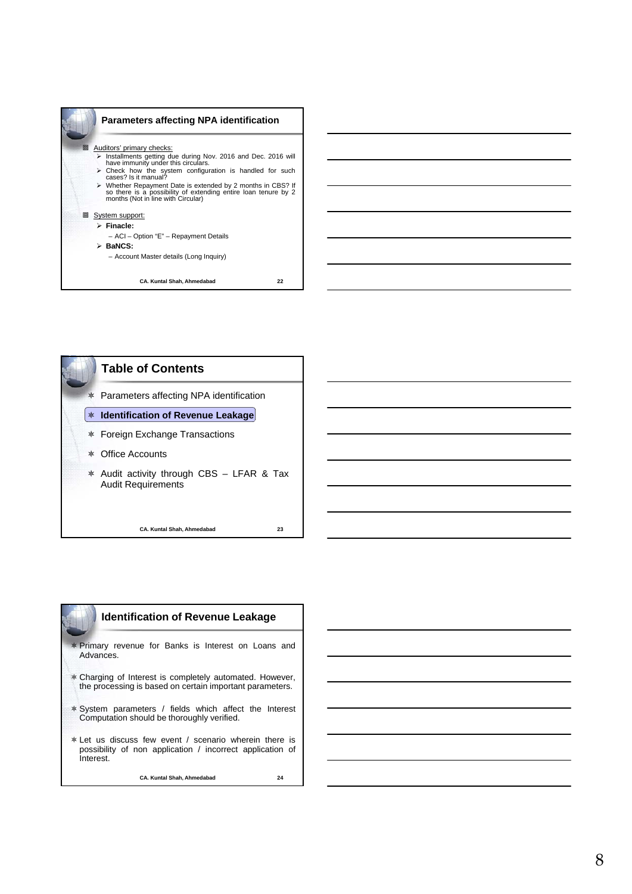## Parameters affecting NPA identification

- Auditors' primary checks:
  - Installments getting due during Nov. 2016 and Dec. 2016 will have immunity under this circulars.
  - Check how the system configuration is handled for such cases? Is it manual?
  - Whether Repayment Date is extended by 2 months in CBS? If so there is a possibility of extending entire loan tenure by 2 months (Not in line with Circular)
- System support:
  - **Finacle:**
    - ACI – Option "E" – Repayment Details
  - **BaNCS:**
    - Account Master details (Long Inquiry)

CA. Kuntal Shah, Ahmedabad 22

## Table of Contents

- Parameters affecting NPA identification
- **Identification of Revenue Leakage**
- Foreign Exchange Transactions
- Office Accounts
- Audit activity through CBS – LFAR & Tax Audit Requirements

CA. Kuntal Shah, Ahmedabad 23

## Identification of Revenue Leakage

- Primary revenue for Banks is Interest on Loans and Advances.
- Charging of Interest is completely automated. However, the processing is based on certain important parameters.
- System parameters / fields which affect the Interest Computation should be thoroughly verified.
- Let us discuss few event / scenario wherein there is possibility of non application / incorrect application of Interest.

CA. Kuntal Shah, Ahmedabad 24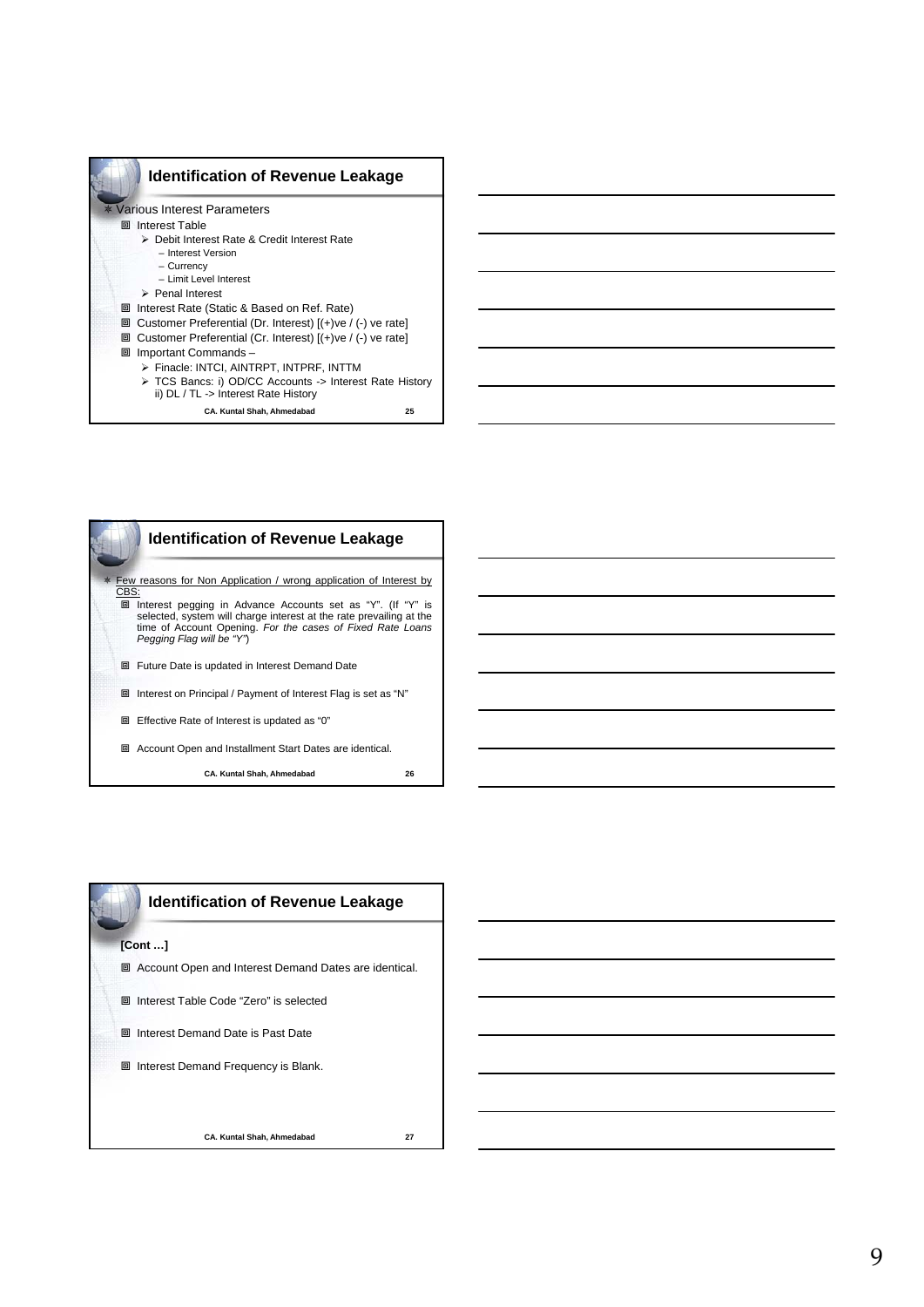## Identification of Revenue Leakage

- Various Interest Parameters
  - Interest Table
    - Debit Interest Rate & Credit Interest Rate
      - Interest Version
      - Currency
      - Limit Level Interest
    - Penal Interest
  - Interest Rate (Static & Based on Ref. Rate)
  - Customer Preferential (Dr. Interest) [(+)ve / (-) ve rate]
  - Customer Preferential (Cr. Interest) [(+)ve / (-) ve rate]
  - Important Commands –
    - Finacle: INTCI, AINTRPT, INTPRF, INTTM
    - TCS Bancs: i) OD/CC Accounts -> Interest Rate History ii) DL / TL -> Interest Rate History

CA. Kuntal Shah, Ahmedabad 25

## Identification of Revenue Leakage

- Few reasons for Non Application / wrong application of Interest by CBS:
  - Interest pegging in Advance Accounts set as "Y". (If "Y" is selected, system will charge interest at the rate prevailing at the time of Account Opening. *For the cases of Fixed Rate Loans Pegging Flag will be "Y"*)
  - Future Date is updated in Interest Demand Date
  - Interest on Principal / Payment of Interest Flag is set as "N"
  - Effective Rate of Interest is updated as "0"
  - Account Open and Installment Start Dates are identical.

CA. Kuntal Shah, Ahmedabad 26

## Identification of Revenue Leakage

**[Cont …]**

- Account Open and Interest Demand Dates are identical.
- Interest Table Code "Zero" is selected
- Interest Demand Date is Past Date
- Interest Demand Frequency is Blank.

CA. Kuntal Shah, Ahmedabad 27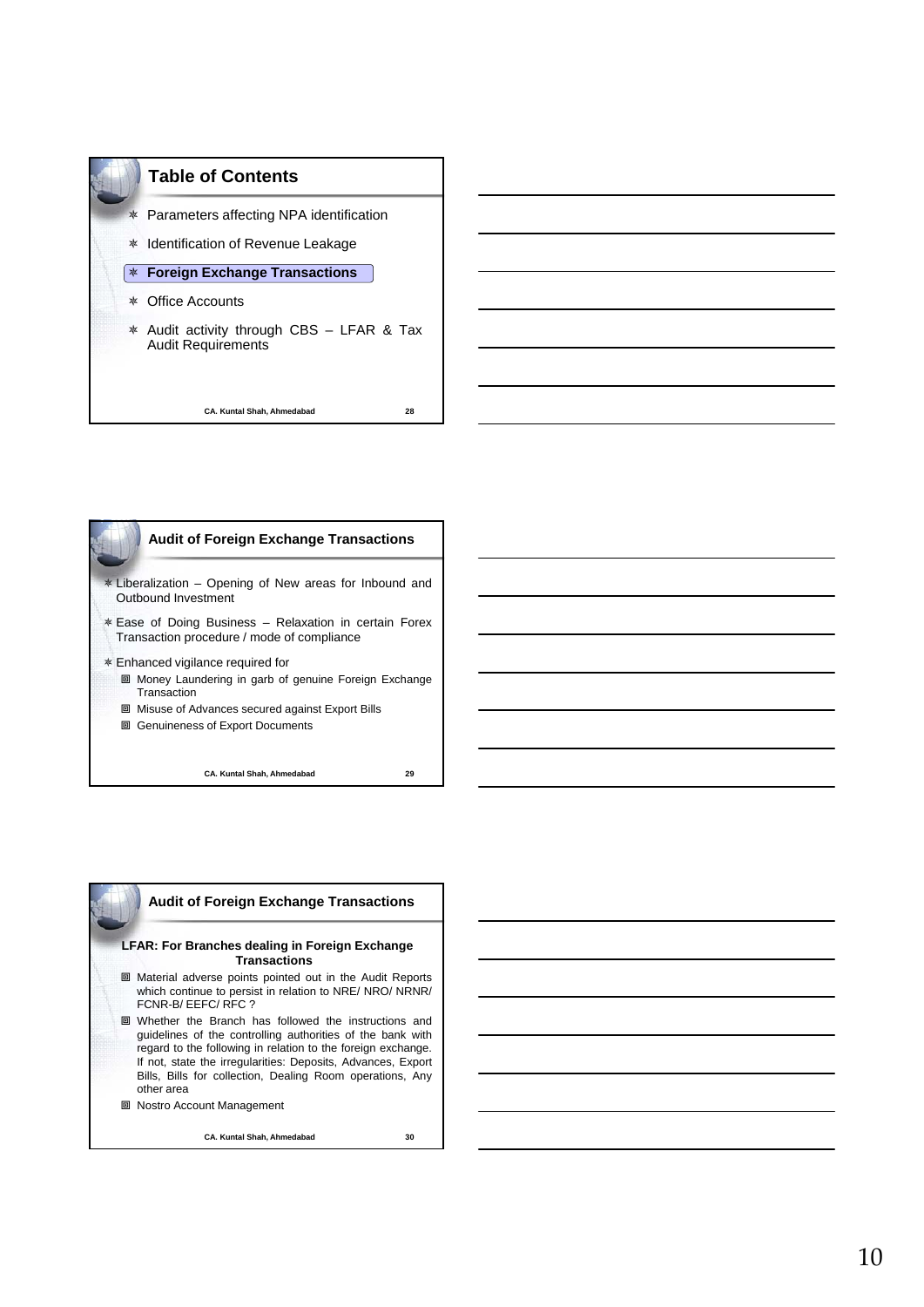## Table of Contents

- Parameters affecting NPA identification
- Identification of Revenue Leakage
- **Foreign Exchange Transactions**
- Office Accounts
- Audit activity through CBS – LFAR & Tax Audit Requirements

CA. Kuntal Shah, Ahmedabad 28

## Audit of Foreign Exchange Transactions

- Liberalization – Opening of New areas for Inbound and Outbound Investment
- Ease of Doing Business – Relaxation in certain Forex Transaction procedure / mode of compliance
- Enhanced vigilance required for
  - Money Laundering in garb of genuine Foreign Exchange Transaction
  - Misuse of Advances secured against Export Bills
  - Genuineness of Export Documents

CA. Kuntal Shah, Ahmedabad 29

## Audit of Foreign Exchange Transactions

**LFAR: For Branches dealing in Foreign Exchange Transactions**

- Material adverse points pointed out in the Audit Reports which continue to persist in relation to NRE/ NRO/ NRNR/ FCNR-B/ EEFC/ RFC ?
- Whether the Branch has followed the instructions and guidelines of the controlling authorities of the bank with regard to the following in relation to the foreign exchange. If not, state the irregularities: Deposits, Advances, Export Bills, Bills for collection, Dealing Room operations, Any other area
- Nostro Account Management

CA. Kuntal Shah, Ahmedabad 30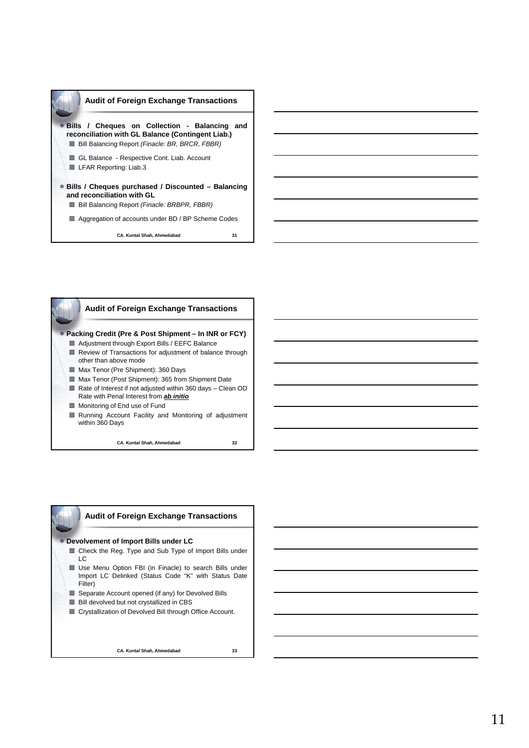## Audit of Foreign Exchange Transactions

- **Bills / Cheques on Collection - Balancing and reconciliation with GL Balance (Contingent Liab.)**
  - Bill Balancing Report *(Finacle: BR, BRCR, FBBR)*
  - GL Balance - Respective Cont. Liab. Account
  - LFAR Reporting: Liab.3
- **Bills / Cheques purchased / Discounted – Balancing and reconciliation with GL**
  - Bill Balancing Report *(Finacle: BRBPR, FBBR)*
  - Aggregation of accounts under BD / BP Scheme Codes

CA. Kuntal Shah, Ahmedabad

## Audit of Foreign Exchange Transactions

- **Packing Credit (Pre & Post Shipment – In INR or FCY)**
  - Adjustment through Export Bills / EEFC Balance
  - Review of Transactions for adjustment of balance through other than above mode
  - Max Tenor (Pre Shipment): 360 Days
  - Max Tenor (Post Shipment): 365 from Shipment Date
  - Rate of Interest if not adjusted within 360 days – Clean OD Rate with Penal Interest from ***ab initio***
  - Monitoring of End use of Fund
  - Running Account Facility and Monitoring of adjustment within 360 Days

CA. Kuntal Shah, Ahmedabad

## Audit of Foreign Exchange Transactions

- **Devolvement of Import Bills under LC**
  - Check the Reg. Type and Sub Type of Import Bills under LC
  - Use Menu Option FBI (in Finacle) to search Bills under Import LC Delinked (Status Code "K" with Status Date Filter)
  - Separate Account opened (if any) for Devolved Bills
  - Bill devolved but not crystallized in CBS
  - Crystallization of Devolved Bill through Office Account.

CA. Kuntal Shah, Ahmedabad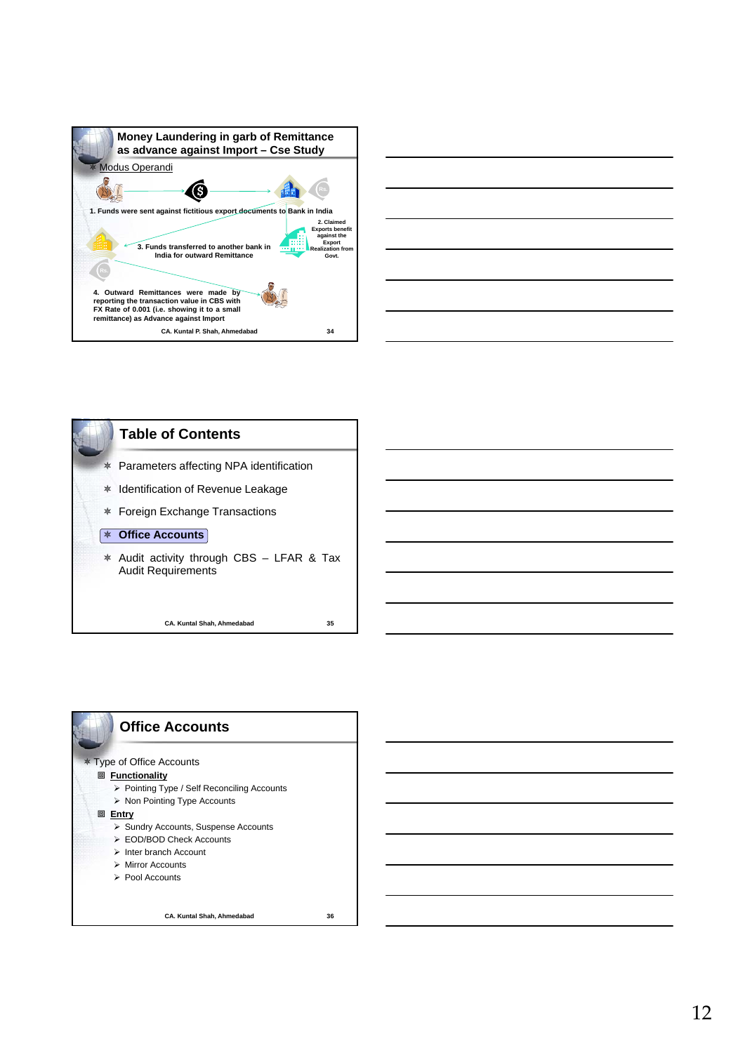## Money Laundering in garb of Remittance as advance against Import – Cse Study

- Modus Operandi

1. Funds were sent against fictitious export documents to Bank in India

2. Claimed Exports benefit against the Export Realization from Govt.

3. Funds transferred to another bank in India for outward Remittance

4. Outward Remittances were made by reporting the transaction value in CBS with FX Rate of 0.001 (i.e. showing it to a small remittance) as Advance against Import

CA. Kuntal P. Shah, Ahmedabad

## Table of Contents

- Parameters affecting NPA identification
- Identification of Revenue Leakage
- Foreign Exchange Transactions
- **Office Accounts**
- Audit activity through CBS – LFAR & Tax Audit Requirements

CA. Kuntal Shah, Ahmedabad

## Office Accounts

- Type of Office Accounts
  - **Functionality**
    - Pointing Type / Self Reconciling Accounts
    - Non Pointing Type Accounts
  - **Entry**
    - Sundry Accounts, Suspense Accounts
    - EOD/BOD Check Accounts
    - Inter branch Account
    - Mirror Accounts
    - Pool Accounts

CA. Kuntal Shah, Ahmedabad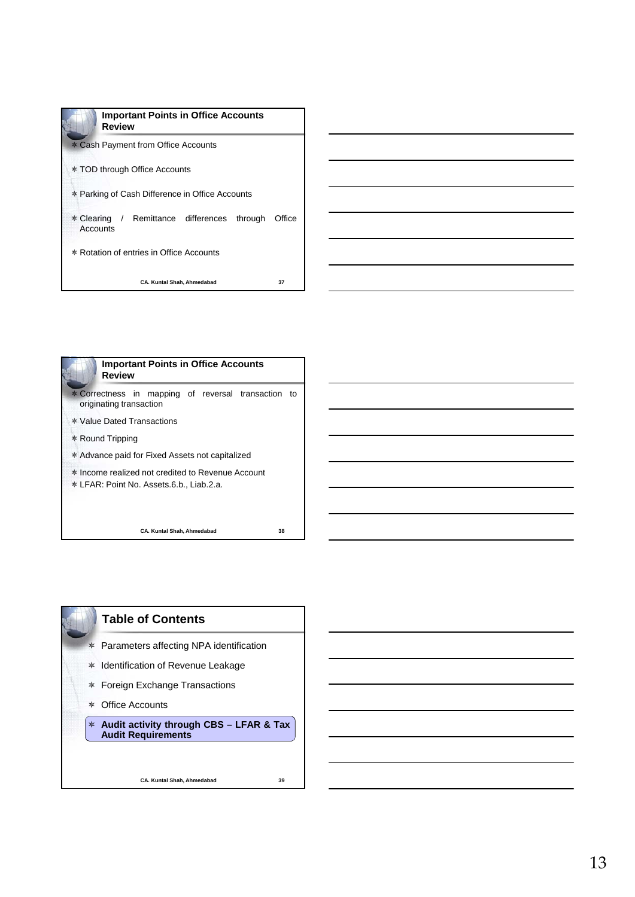## Important Points in Office Accounts Review

- Cash Payment from Office Accounts
- TOD through Office Accounts
- Parking of Cash Difference in Office Accounts
- Clearing / Remittance differences through Office Accounts
- Rotation of entries in Office Accounts

CA. Kuntal Shah, Ahmedabad

## Important Points in Office Accounts Review

- Correctness in mapping of reversal transaction to originating transaction
- Value Dated Transactions
- Round Tripping
- Advance paid for Fixed Assets not capitalized
- Income realized not credited to Revenue Account
- LFAR: Point No. Assets.6.b., Liab.2.a.

CA. Kuntal Shah, Ahmedabad

## Table of Contents

- Parameters affecting NPA identification
- Identification of Revenue Leakage
- Foreign Exchange Transactions
- Office Accounts
- **Audit activity through CBS – LFAR & Tax Audit Requirements**

CA. Kuntal Shah, Ahmedabad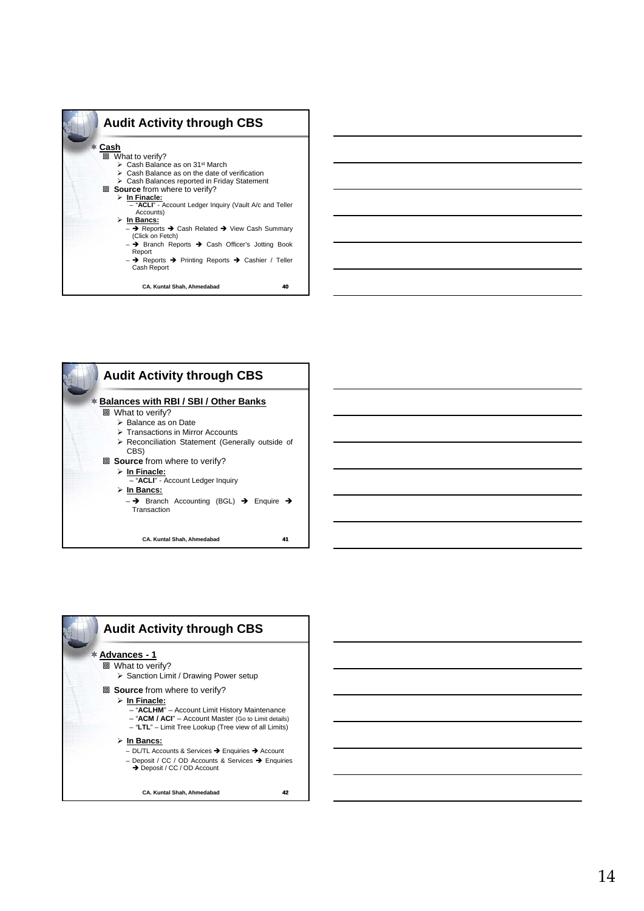## Audit Activity through CBS

- **Cash**
  - What to verify?
    - Cash Balance as on 31st March
    - Cash Balance as on the date of verification
    - Cash Balances reported in Friday Statement
  - **Source** from where to verify?
    - **In Finacle:**
      - "**ACLI**" - Account Ledger Inquiry (Vault A/c and Teller Accounts)
    - **In Bancs:**
      - → Reports → Cash Related → View Cash Summary (Click on Fetch)
      - → Branch Reports → Cash Officer's Jotting Book Report
      - → Reports → Printing Reports → Cashier / Teller Cash Report

CA. Kuntal Shah, Ahmedabad

## Audit Activity through CBS

- **Balances with RBI / SBI / Other Banks**
  - What to verify?
    - Balance as on Date
    - Transactions in Mirror Accounts
    - Reconciliation Statement (Generally outside of CBS)
  - **Source** from where to verify?
    - **In Finacle:**
      - "**ACLI**" - Account Ledger Inquiry
    - **In Bancs:**
      - → Branch Accounting (BGL) → Enquire → Transaction

CA. Kuntal Shah, Ahmedabad

## Audit Activity through CBS

- **Advances - 1**
  - What to verify?
    - Sanction Limit / Drawing Power setup
  - **Source** from where to verify?
    - **In Finacle:**
      - "**ACLHM**" – Account Limit History Maintenance
      - "**ACM / ACI**" – Account Master (Go to Limit details)
      - "**LTL**" – Limit Tree Lookup (Tree view of all Limits)
    - **In Bancs:**
      - DL/TL Accounts & Services → Enquiries → Account
      - Deposit / CC / OD Accounts & Services → Enquiries → Deposit / CC / OD Account

CA. Kuntal Shah, Ahmedabad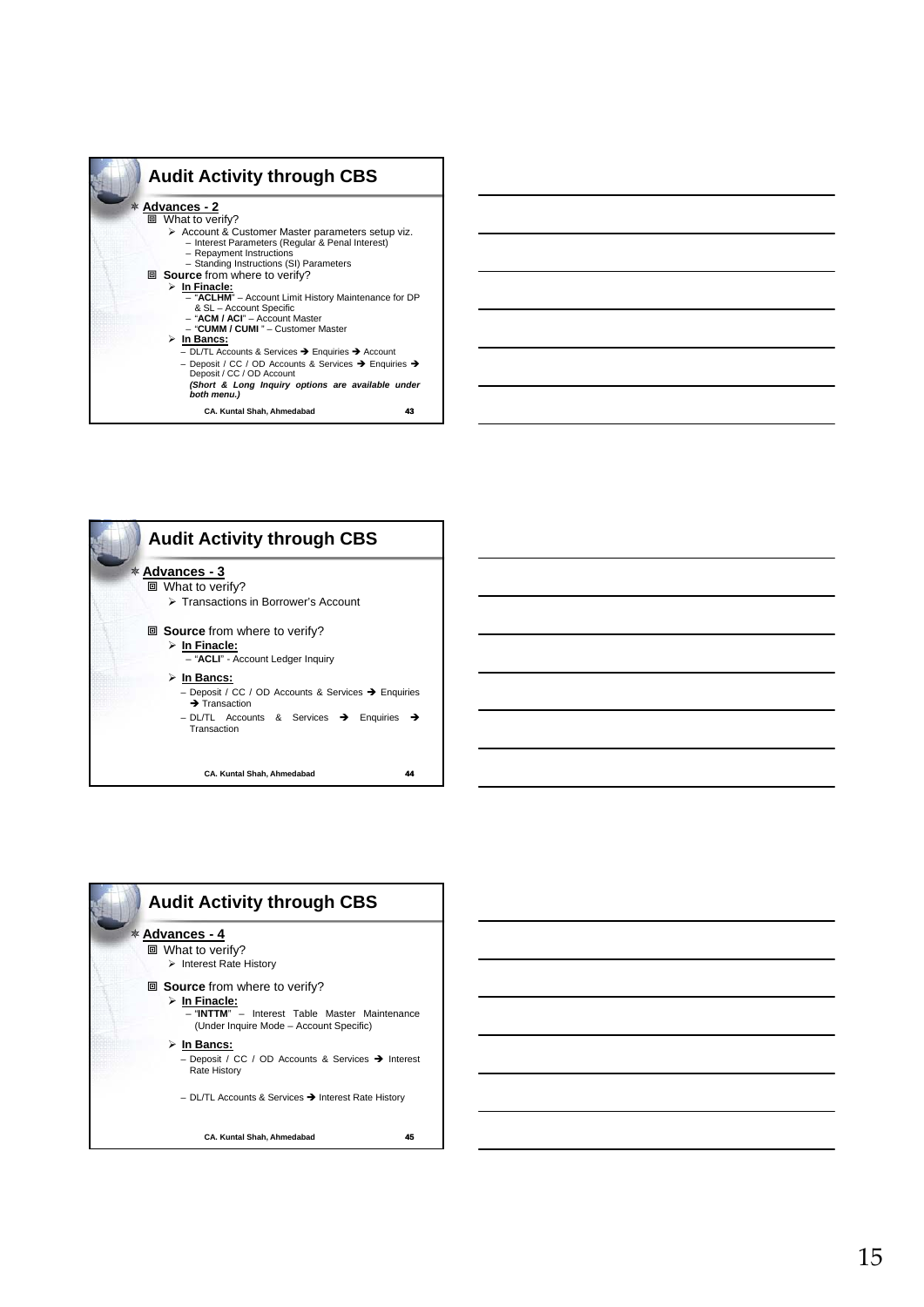## Audit Activity through CBS

- **Advances - 2**
  - What to verify?
    - Account & Customer Master parameters setup viz.
      - Interest Parameters (Regular & Penal Interest)
      - Repayment Instructions
      - Standing Instructions (SI) Parameters
  - **Source** from where to verify?
    - **In Finacle:**
      - "**ACLHM**" – Account Limit History Maintenance for DP & SL – Account Specific
      - "**ACM / ACI**" – Account Master
      - "**CUMM / CUMI** " – Customer Master
    - **In Bancs:**
      - DL/TL Accounts & Services ➔ Enquiries ➔ Account
      - Deposit / CC / OD Accounts & Services ➔ Enquiries ➔ Deposit / CC / OD Account

      ***(Short & Long Inquiry options are available under both menu.)***

CA. Kuntal Shah, Ahmedabad

## Audit Activity through CBS

- **Advances - 3**
  - What to verify?
    - Transactions in Borrower's Account
  - **Source** from where to verify?
    - **In Finacle:**
      - "**ACLI**" - Account Ledger Inquiry
    - **In Bancs:**
      - Deposit / CC / OD Accounts & Services ➔ Enquiries ➔ Transaction
      - DL/TL Accounts & Services ➔ Enquiries ➔ Transaction

CA. Kuntal Shah, Ahmedabad

## Audit Activity through CBS

- **Advances - 4**
  - What to verify?
    - Interest Rate History
  - **Source** from where to verify?
    - **In Finacle:**
      - "**INTTM**" – Interest Table Master Maintenance (Under Inquire Mode – Account Specific)
    - **In Bancs:**
      - Deposit / CC / OD Accounts & Services ➔ Interest Rate History
      - DL/TL Accounts & Services ➔ Interest Rate History

CA. Kuntal Shah, Ahmedabad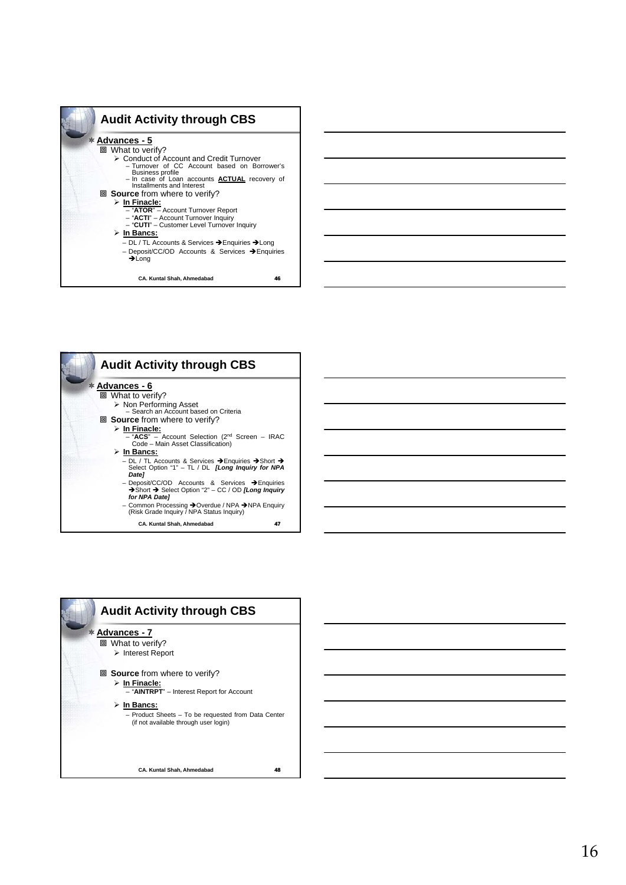## Audit Activity through CBS

**Advances - 5**

- What to verify?
  - Conduct of Account and Credit Turnover
    - Turnover of CC Account based on Borrower's Business profile
    - In case of Loan accounts **ACTUAL** recovery of Installments and Interest
- **Source** from where to verify?
  - **In Finacle:**
    - "**ATOR**" – Account Turnover Report
    - "**ACTI**" – Account Turnover Inquiry
    - "**CUTI**" – Customer Level Turnover Inquiry
  - **In Bancs:**
    - DL / TL Accounts & Services ➔Enquiries ➔Long
    - Deposit/CC/OD Accounts & Services ➔Enquiries ➔Long

CA. Kuntal Shah, Ahmedabad 46

## Audit Activity through CBS

**Advances - 6**

- What to verify?
  - Non Performing Asset
    - Search an Account based on Criteria
- **Source** from where to verify?
  - **In Finacle:**
    - "**ACS**" – Account Selection (2nd Screen – IRAC Code – Main Asset Classification)
  - **In Bancs:**
    - DL / TL Accounts & Services ➔Enquiries ➔Short ➔ Select Option "1" – TL / DL ***[Long Inquiry for NPA Date]***
    - Deposit/CC/OD Accounts & Services ➔Enquiries ➔Short ➔ Select Option "2" – CC / OD ***[Long Inquiry for NPA Date]***
    - Common Processing ➔Overdue / NPA ➔NPA Enquiry (Risk Grade Inquiry / NPA Status Inquiry)

CA. Kuntal Shah, Ahmedabad 47

## Audit Activity through CBS

**Advances - 7**

- What to verify?
  - Interest Report
- **Source** from where to verify?
  - **In Finacle:**
    - "**AINTRPT**" – Interest Report for Account
  - **In Bancs:**
    - Product Sheets – To be requested from Data Center (if not available through user login)

CA. Kuntal Shah, Ahmedabad 48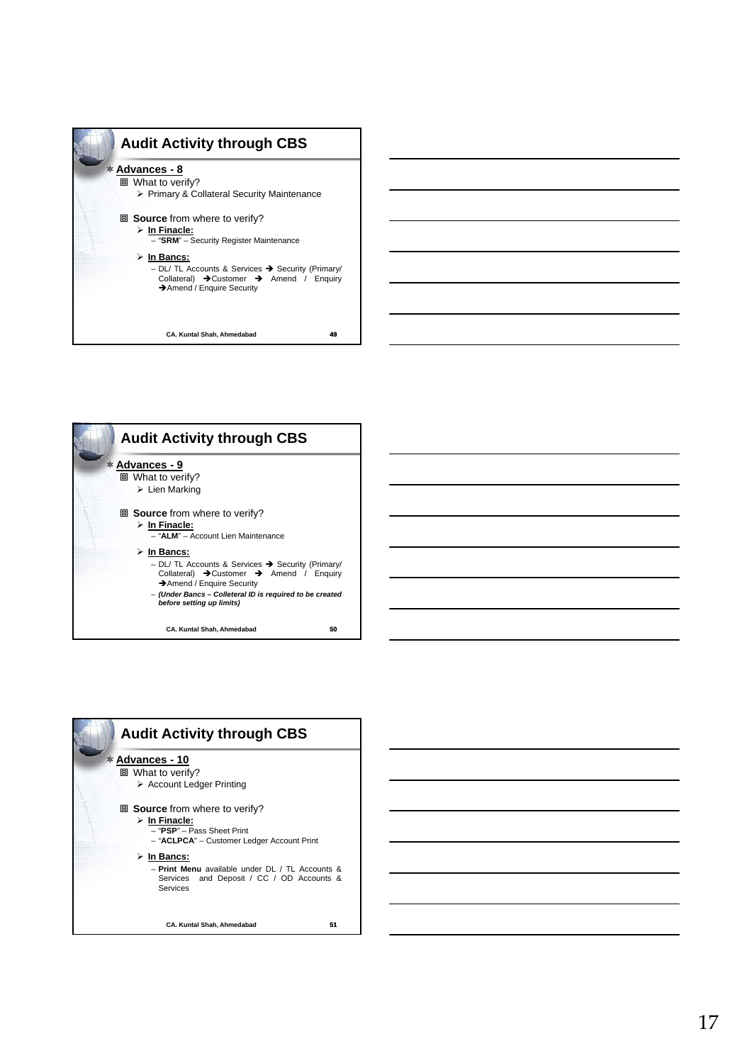## Audit Activity through CBS

- **Advances - 8**
  - What to verify?
    - Primary & Collateral Security Maintenance
  - **Source** from where to verify?
    - **In Finacle:**
      - "**SRM**" – Security Register Maintenance
    - **In Bancs:**
      - DL/ TL Accounts & Services → Security (Primary/ Collateral) →Customer → Amend / Enquiry →Amend / Enquire Security

CA. Kuntal Shah, Ahmedabad 49

## Audit Activity through CBS

- **Advances - 9**
  - What to verify?
    - Lien Marking
  - **Source** from where to verify?
    - **In Finacle:**
      - "**ALM**" – Account Lien Maintenance
    - **In Bancs:**
      - DL/ TL Accounts & Services → Security (Primary/ Collateral) →Customer → Amend / Enquiry →Amend / Enquire Security
      - ***(Under Bancs – Colleteral ID is required to be created before setting up limits)***

CA. Kuntal Shah, Ahmedabad 50

## Audit Activity through CBS

- **Advances - 10**
  - What to verify?
    - Account Ledger Printing
  - **Source** from where to verify?
    - **In Finacle:**
      - "**PSP**" – Pass Sheet Print
      - "**ACLPCA**" – Customer Ledger Account Print
    - **In Bancs:**
      - **Print Menu** available under DL / TL Accounts & Services and Deposit / CC / OD Accounts & Services

CA. Kuntal Shah, Ahmedabad 51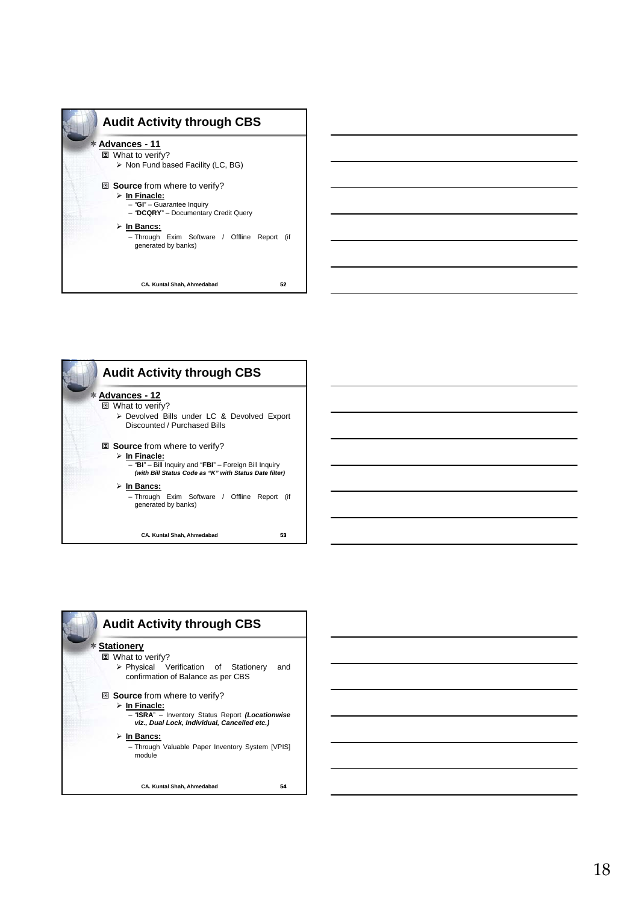## Audit Activity through CBS

- **Advances - 11**
  - What to verify?
    - Non Fund based Facility (LC, BG)
  - **Source** from where to verify?
    - **In Finacle:**
      - "**GI**" – Guarantee Inquiry
      - "**DCQRY**" – Documentary Credit Query
    - **In Bancs:**
      - Through Exim Software / Offline Report (if generated by banks)

CA. Kuntal Shah, Ahmedabad

## Audit Activity through CBS

- **Advances - 12**
  - What to verify?
    - Devolved Bills under LC & Devolved Export Discounted / Purchased Bills
  - **Source** from where to verify?
    - **In Finacle:**
      - "**BI**" – Bill Inquiry and "**FBI**" – Foreign Bill Inquiry ***(with Bill Status Code as "K" with Status Date filter)***
    - **In Bancs:**
      - Through Exim Software / Offline Report (if generated by banks)

CA. Kuntal Shah, Ahmedabad

## Audit Activity through CBS

- **Stationery**
  - What to verify?
    - Physical Verification of Stationery and confirmation of Balance as per CBS
  - **Source** from where to verify?
    - **In Finacle:**
      - "**ISRA**" – Inventory Status Report ***(Locationwise viz., Dual Lock, Individual, Cancelled etc.)***
    - **In Bancs:**
      - Through Valuable Paper Inventory System [VPIS] module

CA. Kuntal Shah, Ahmedabad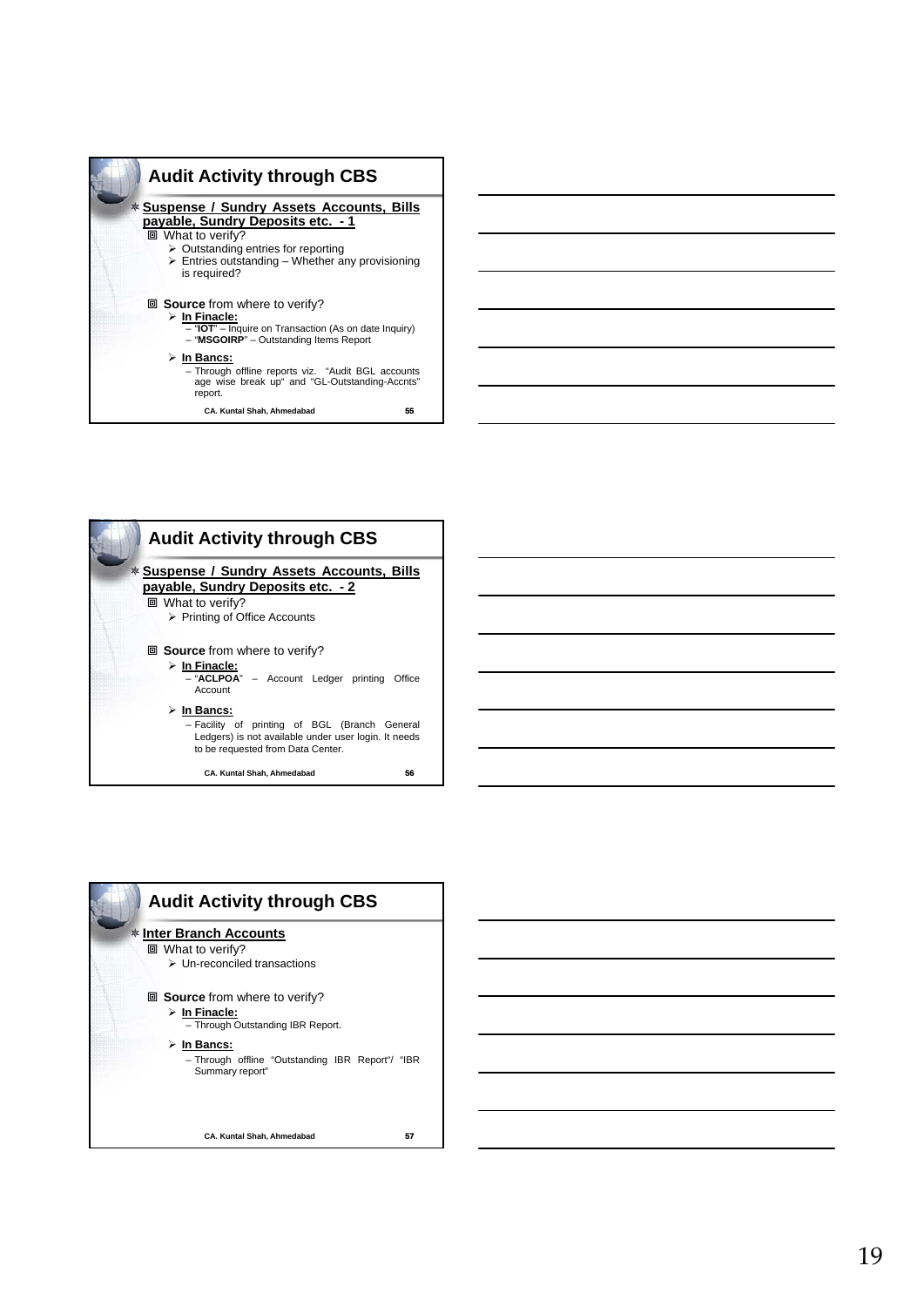## Audit Activity through CBS

- **Suspense / Sundry Assets Accounts, Bills payable, Sundry Deposits etc. - 1**
  - What to verify?
    - Outstanding entries for reporting
    - Entries outstanding – Whether any provisioning is required?
  - **Source** from where to verify?
    - **In Finacle:**
      - "**IOT**" – Inquire on Transaction (As on date Inquiry)
      - "**MSGOIRP**" – Outstanding Items Report
    - **In Bancs:**
      - Through offline reports viz. "Audit BGL accounts age wise break up" and "GL-Outstanding-Accnts" report.

CA. Kuntal Shah, Ahmedabad 55

## Audit Activity through CBS

- **Suspense / Sundry Assets Accounts, Bills payable, Sundry Deposits etc. - 2**
  - What to verify?
    - Printing of Office Accounts
  - **Source** from where to verify?
    - **In Finacle:**
      - "**ACLPOA**" – Account Ledger printing Office Account
    - **In Bancs:**
      - Facility of printing of BGL (Branch General Ledgers) is not available under user login. It needs to be requested from Data Center.

CA. Kuntal Shah, Ahmedabad 56

## Audit Activity through CBS

- **Inter Branch Accounts**
  - What to verify?
    - Un-reconciled transactions
  - **Source** from where to verify?
    - **In Finacle:**
      - Through Outstanding IBR Report.
    - **In Bancs:**
      - Through offline "Outstanding IBR Report"/ "IBR Summary report"

CA. Kuntal Shah, Ahmedabad 57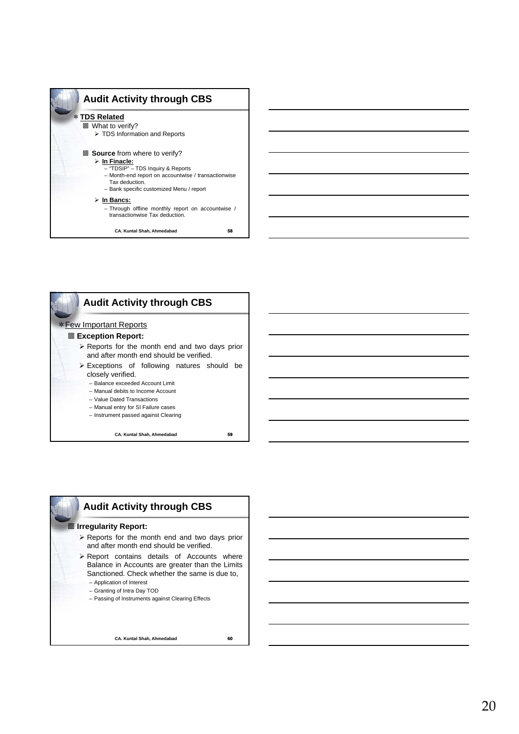## Audit Activity through CBS

- **TDS Related**
  - What to verify?
    - TDS Information and Reports
  - **Source** from where to verify?
    - **In Finacle:**
      - "TDSIP" – TDS Inquiry & Reports
      - Month-end report on accountwise / transactionwise Tax deduction.
      - Bank specific customized Menu / report
    - **In Bancs:**
      - Through offline monthly report on accountwise / transactionwise Tax deduction.

CA. Kuntal Shah, Ahmedabad

## Audit Activity through CBS

- Few Important Reports
  - **Exception Report:**
    - Reports for the month end and two days prior and after month end should be verified.
    - Exceptions of following natures should be closely verified.
      - Balance exceeded Account Limit
      - Manual debits to Income Account
      - Value Dated Transactions
      - Manual entry for SI Failure cases
      - Instrument passed against Clearing

CA. Kuntal Shah, Ahmedabad

## Audit Activity through CBS

- **Irregularity Report:**
  - Reports for the month end and two days prior and after month end should be verified.
  - Report contains details of Accounts where Balance in Accounts are greater than the Limits Sanctioned. Check whether the same is due to,
    - Application of Interest
    - Granting of Intra Day TOD
    - Passing of Instruments against Clearing Effects

CA. Kuntal Shah, Ahmedabad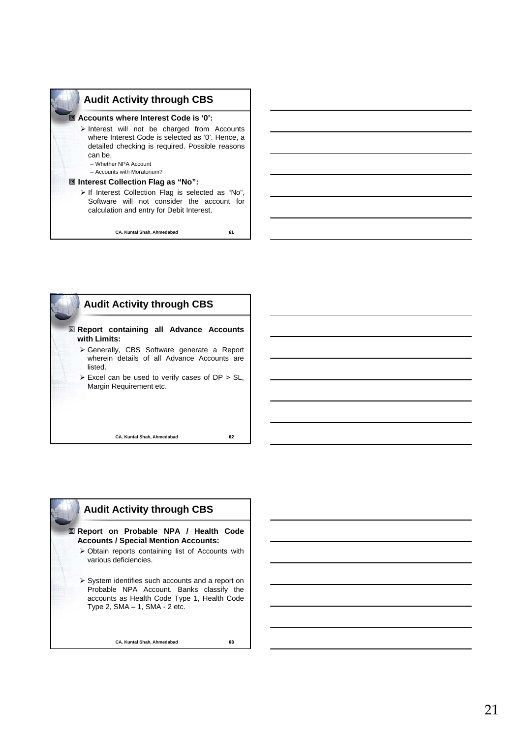## Audit Activity through CBS

- **Accounts where Interest Code is '0':**
  - Interest will not be charged from Accounts where Interest Code is selected as '0'. Hence, a detailed checking is required. Possible reasons can be,
    - Whether NPA Account
    - Accounts with Moratorium?
- **Interest Collection Flag as "No":**
  - If Interest Collection Flag is selected as "No", Software will not consider the account for calculation and entry for Debit Interest.

## Audit Activity through CBS

- **Report containing all Advance Accounts with Limits:**
  - Generally, CBS Software generate a Report wherein details of all Advance Accounts are listed.
  - Excel can be used to verify cases of DP > SL, Margin Requirement etc.

## Audit Activity through CBS

- **Report on Probable NPA / Health Code Accounts / Special Mention Accounts:**
  - Obtain reports containing list of Accounts with various deficiencies.
  - System identifies such accounts and a report on Probable NPA Account. Banks classify the accounts as Health Code Type 1, Health Code Type 2, SMA – 1, SMA - 2 etc.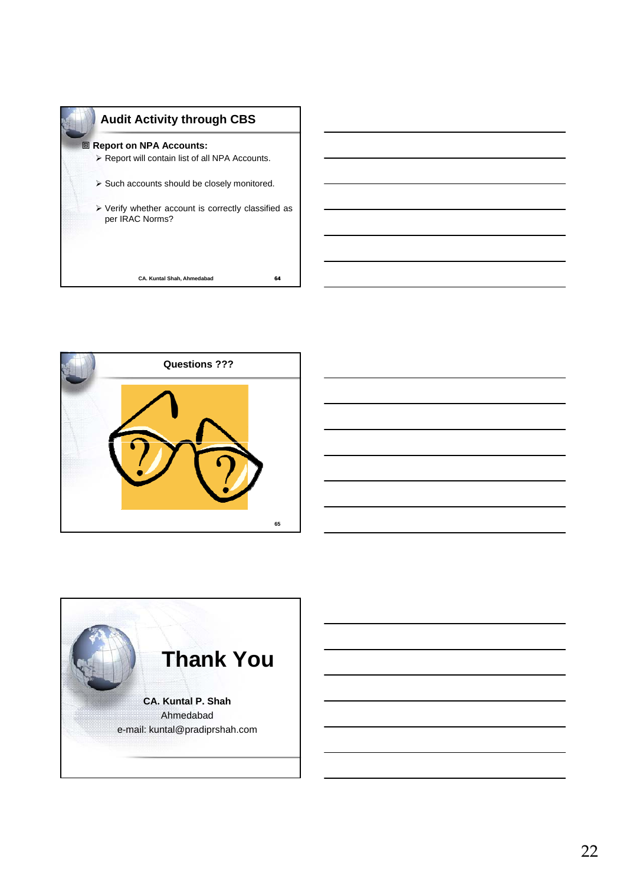## Audit Activity through CBS

- **Report on NPA Accounts:**
  - Report will contain list of all NPA Accounts.
  - Such accounts should be closely monitored.
  - Verify whether account is correctly classified as per IRAC Norms?

CA. Kuntal Shah, Ahmedabad

## Questions ???

# Thank You

**CA. Kuntal P. Shah**
Ahmedabad
e-mail: kuntal@pradiprshah.com